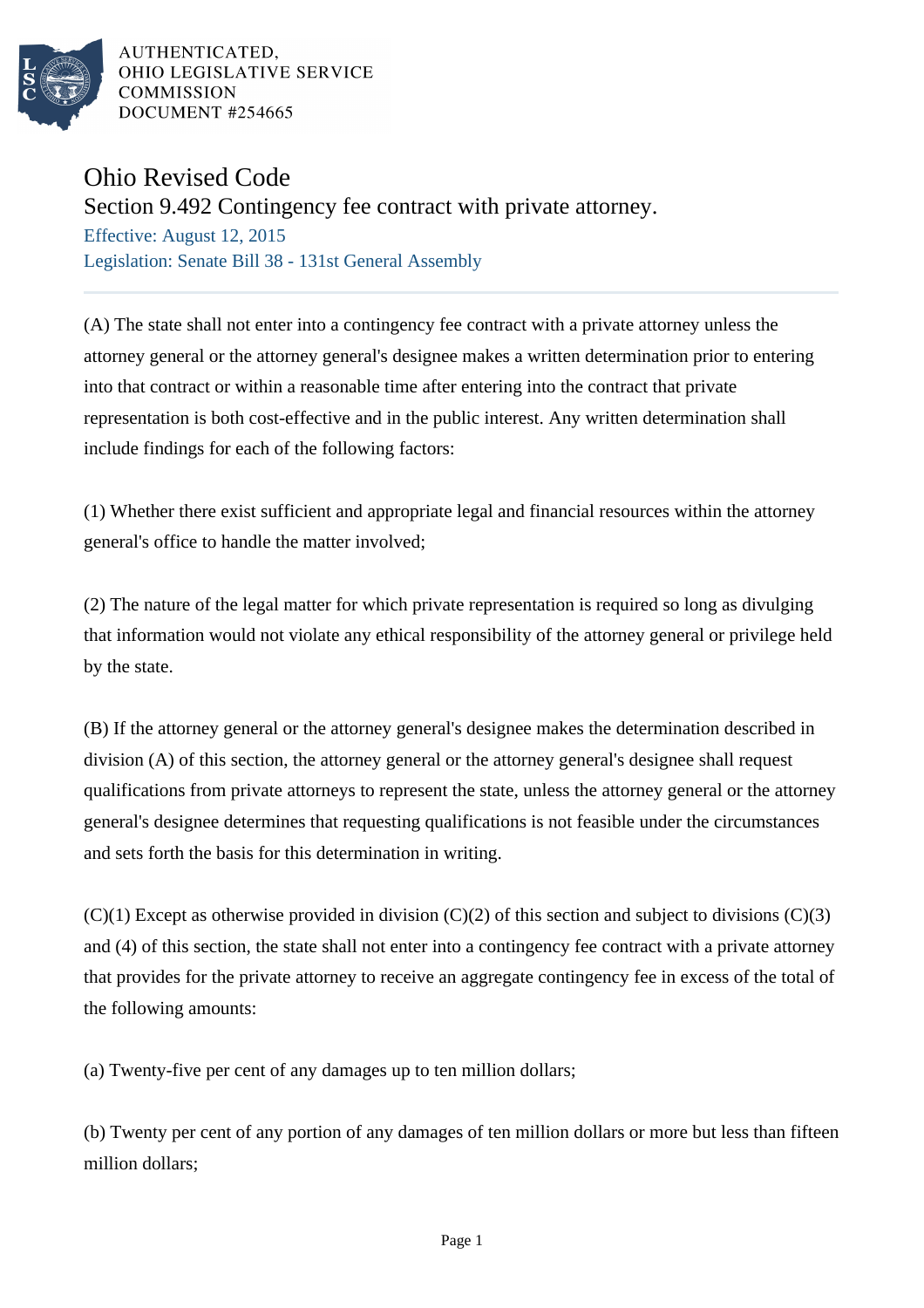AUTHENTICATED,
OHIO LEGISLATIVE SERVICE
COMMISSION
DOCUMENT #254665

# Ohio Revised Code

## Section 9.492 Contingency fee contract with private attorney.

Effective: August 12, 2015

Legislation: Senate Bill 38 - 131st General Assembly

---

(A) The state shall not enter into a contingency fee contract with a private attorney unless the attorney general or the attorney general's designee makes a written determination prior to entering into that contract or within a reasonable time after entering into the contract that private representation is both cost-effective and in the public interest. Any written determination shall include findings for each of the following factors:

(1) Whether there exist sufficient and appropriate legal and financial resources within the attorney general's office to handle the matter involved;

(2) The nature of the legal matter for which private representation is required so long as divulging that information would not violate any ethical responsibility of the attorney general or privilege held by the state.

(B) If the attorney general or the attorney general's designee makes the determination described in division (A) of this section, the attorney general or the attorney general's designee shall request qualifications from private attorneys to represent the state, unless the attorney general or the attorney general's designee determines that requesting qualifications is not feasible under the circumstances and sets forth the basis for this determination in writing.

(C)(1) Except as otherwise provided in division (C)(2) of this section and subject to divisions (C)(3) and (4) of this section, the state shall not enter into a contingency fee contract with a private attorney that provides for the private attorney to receive an aggregate contingency fee in excess of the total of the following amounts:

(a) Twenty-five per cent of any damages up to ten million dollars;

(b) Twenty per cent of any portion of any damages of ten million dollars or more but less than fifteen million dollars;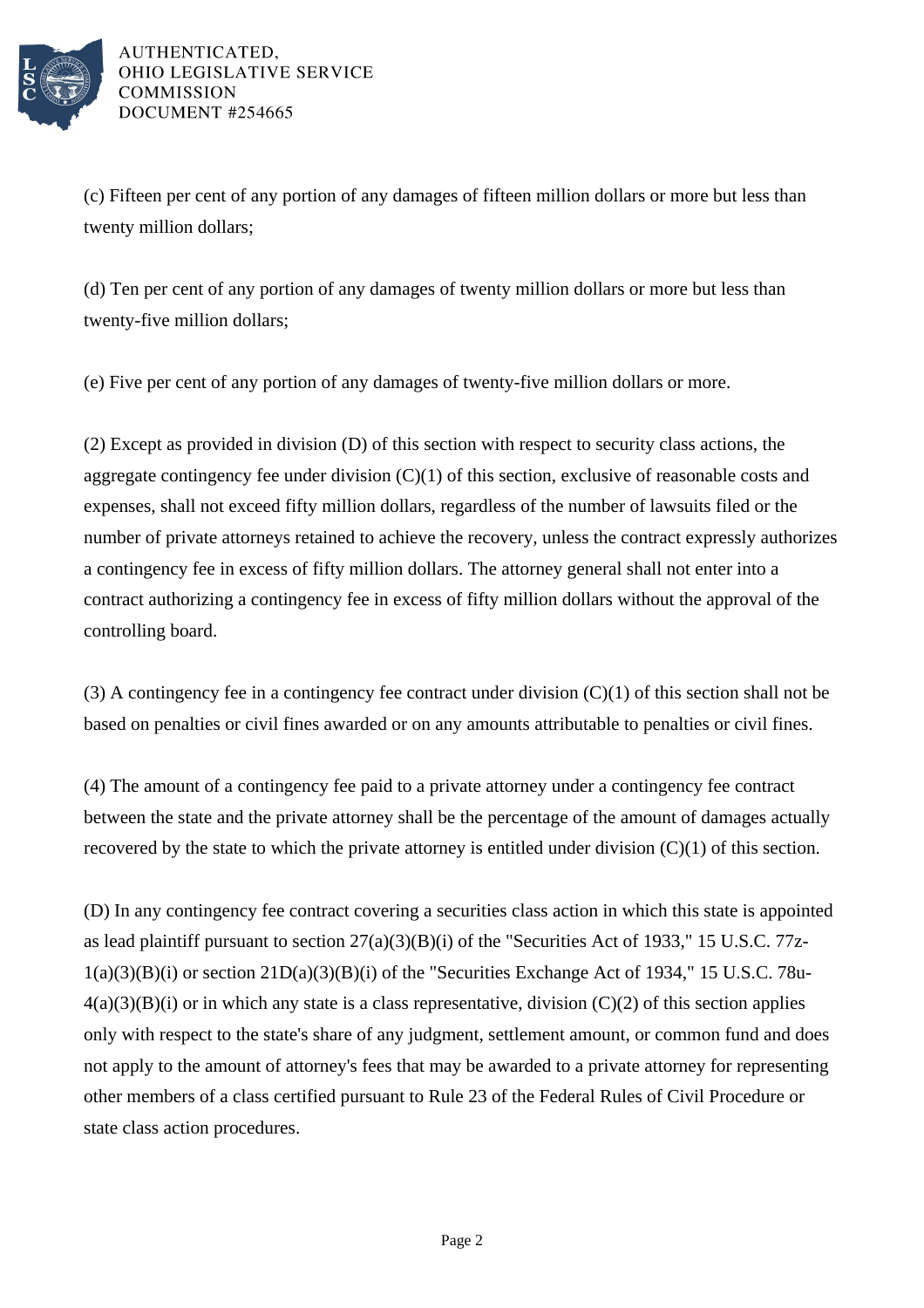(c) Fifteen per cent of any portion of any damages of fifteen million dollars or more but less than twenty million dollars;

(d) Ten per cent of any portion of any damages of twenty million dollars or more but less than twenty-five million dollars;

(e) Five per cent of any portion of any damages of twenty-five million dollars or more.

(2) Except as provided in division (D) of this section with respect to security class actions, the aggregate contingency fee under division (C)(1) of this section, exclusive of reasonable costs and expenses, shall not exceed fifty million dollars, regardless of the number of lawsuits filed or the number of private attorneys retained to achieve the recovery, unless the contract expressly authorizes a contingency fee in excess of fifty million dollars. The attorney general shall not enter into a contract authorizing a contingency fee in excess of fifty million dollars without the approval of the controlling board.

(3) A contingency fee in a contingency fee contract under division (C)(1) of this section shall not be based on penalties or civil fines awarded or on any amounts attributable to penalties or civil fines.

(4) The amount of a contingency fee paid to a private attorney under a contingency fee contract between the state and the private attorney shall be the percentage of the amount of damages actually recovered by the state to which the private attorney is entitled under division (C)(1) of this section.

(D) In any contingency fee contract covering a securities class action in which this state is appointed as lead plaintiff pursuant to section 27(a)(3)(B)(i) of the "Securities Act of 1933," 15 U.S.C. 77z-1(a)(3)(B)(i) or section 21D(a)(3)(B)(i) of the "Securities Exchange Act of 1934," 15 U.S.C. 78u-4(a)(3)(B)(i) or in which any state is a class representative, division (C)(2) of this section applies only with respect to the state's share of any judgment, settlement amount, or common fund and does not apply to the amount of attorney's fees that may be awarded to a private attorney for representing other members of a class certified pursuant to Rule 23 of the Federal Rules of Civil Procedure or state class action procedures.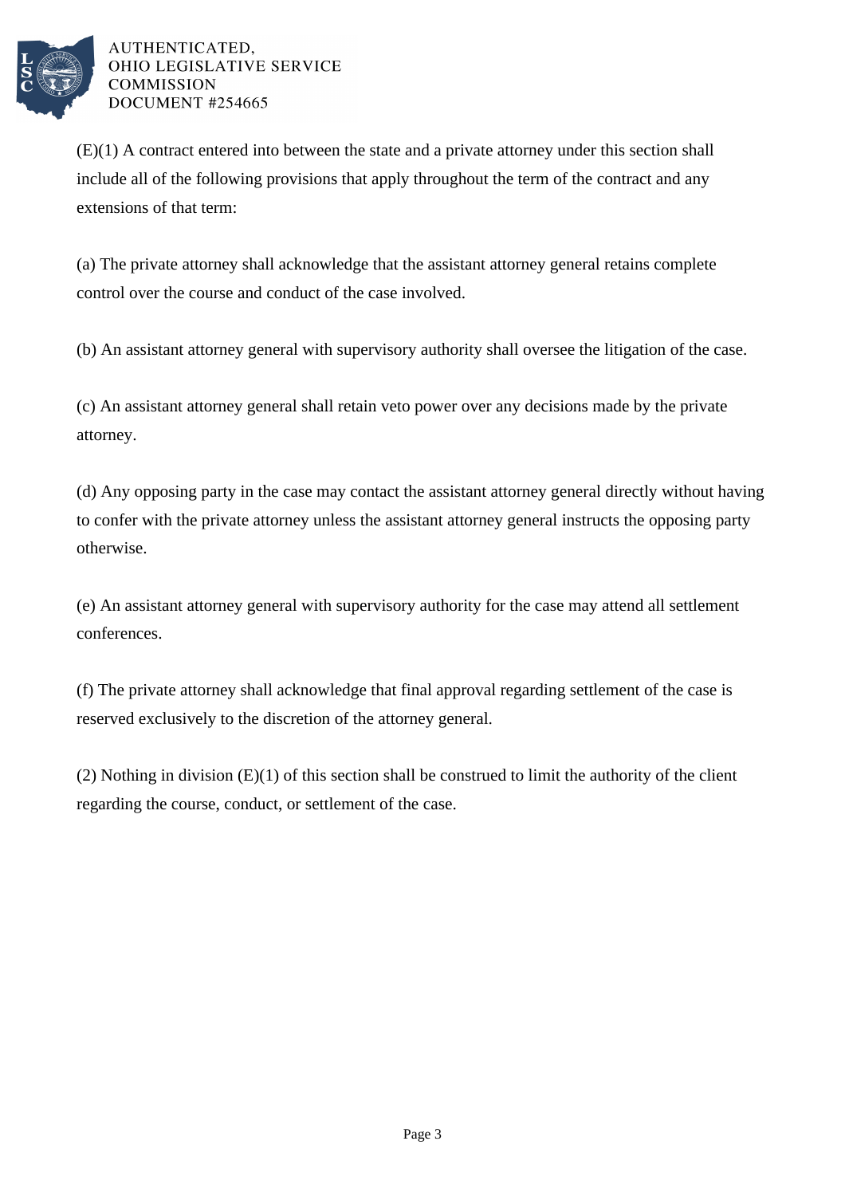(E)(1) A contract entered into between the state and a private attorney under this section shall include all of the following provisions that apply throughout the term of the contract and any extensions of that term:

(a) The private attorney shall acknowledge that the assistant attorney general retains complete control over the course and conduct of the case involved.

(b) An assistant attorney general with supervisory authority shall oversee the litigation of the case.

(c) An assistant attorney general shall retain veto power over any decisions made by the private attorney.

(d) Any opposing party in the case may contact the assistant attorney general directly without having to confer with the private attorney unless the assistant attorney general instructs the opposing party otherwise.

(e) An assistant attorney general with supervisory authority for the case may attend all settlement conferences.

(f) The private attorney shall acknowledge that final approval regarding settlement of the case is reserved exclusively to the discretion of the attorney general.

(2) Nothing in division (E)(1) of this section shall be construed to limit the authority of the client regarding the course, conduct, or settlement of the case.